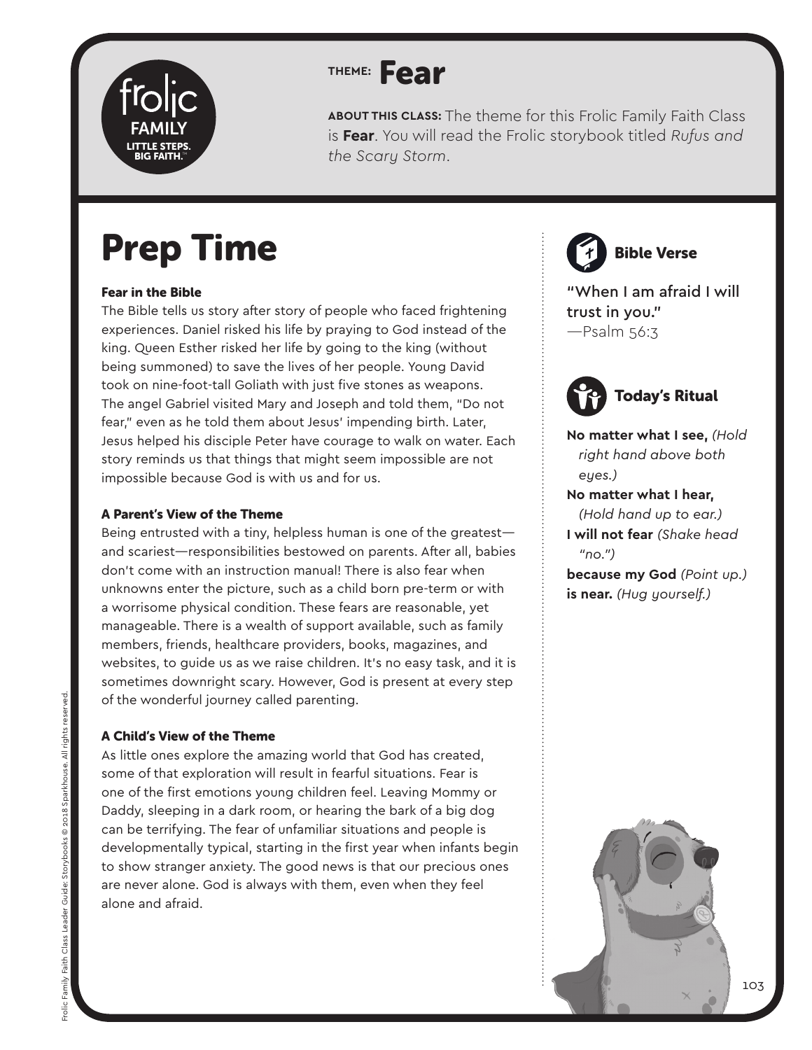frolic FAMILY LITTLE STEPS. BIG FAITH.™

**THEME:** # Fear

**ABOUT THIS CLASS:** The theme for this Frolic Family Faith Class is **Fear**. You will read the Frolic storybook titled *Rufus and the Scary Storm*.

## Prep Time

### Fear in the Bible

The Bible tells us story after story of people who faced frightening experiences. Daniel risked his life by praying to God instead of the king. Queen Esther risked her life by going to the king (without being summoned) to save the lives of her people. Young David took on nine-foot-tall Goliath with just five stones as weapons. The angel Gabriel visited Mary and Joseph and told them, "Do not fear," even as he told them about Jesus' impending birth. Later, Jesus helped his disciple Peter have courage to walk on water. Each story reminds us that things that might seem impossible are not impossible because God is with us and for us.

### A Parent's View of the Theme

Being entrusted with a tiny, helpless human is one of the greatest—and scariest—responsibilities bestowed on parents. After all, babies don't come with an instruction manual! There is also fear when unknowns enter the picture, such as a child born pre-term or with a worrisome physical condition. These fears are reasonable, yet manageable. There is a wealth of support available, such as family members, friends, healthcare providers, books, magazines, and websites, to guide us as we raise children. It's no easy task, and it is sometimes downright scary. However, God is present at every step of the wonderful journey called parenting.

### A Child's View of the Theme

As little ones explore the amazing world that God has created, some of that exploration will result in fearful situations. Fear is one of the first emotions young children feel. Leaving Mommy or Daddy, sleeping in a dark room, or hearing the bark of a big dog can be terrifying. The fear of unfamiliar situations and people is developmentally typical, starting in the first year when infants begin to show stranger anxiety. The good news is that our precious ones are never alone. God is always with them, even when they feel alone and afraid.

### Bible Verse

"When I am afraid I will trust in you."
—Psalm 56:3

### Today's Ritual

**No matter what I see,** *(Hold right hand above both eyes.)*
**No matter what I hear,** *(Hold hand up to ear.)*
**I will not fear** *(Shake head "no.")*
**because my God** *(Point up.)*
**is near.** *(Hug yourself.)*

Frolic Family Faith Class Leader Guide: Storybooks © 2018 Sparkhouse. All rights reserved.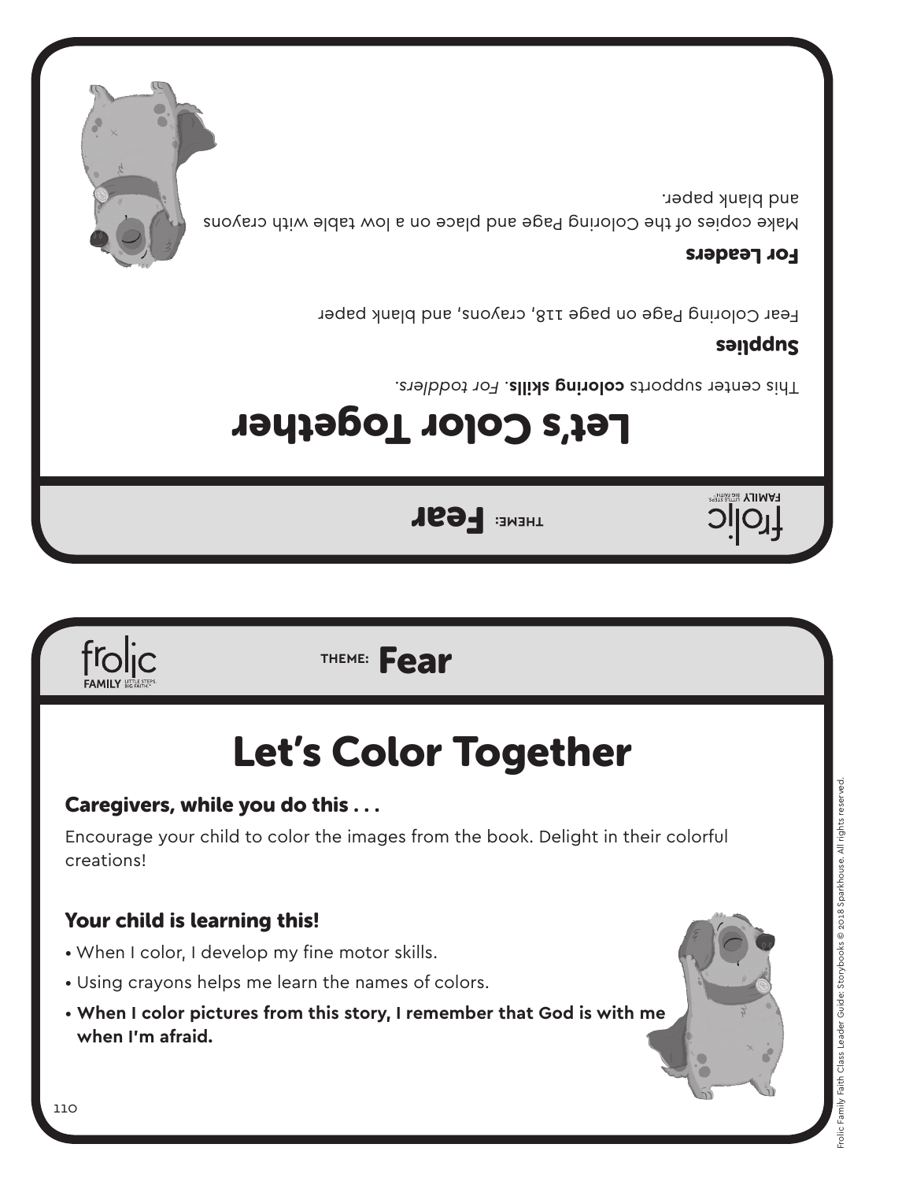THEME: **Fear**

# Let's Color Together

This center supports **coloring skills**. *For toddlers.*

**Supplies**

Fear Coloring Page on page 118, crayons, and blank paper

**For Leaders**

Make copies of the Coloring Page and place on a low table with crayons and blank paper.

THEME: **Fear**

# Let's Color Together

### Caregivers, while you do this . . .

Encourage your child to color the images from the book. Delight in their colorful creations!

### Your child is learning this!

- When I color, I develop my fine motor skills.
- Using crayons helps me learn the names of colors.
- **When I color pictures from this story, I remember that God is with me when I'm afraid.**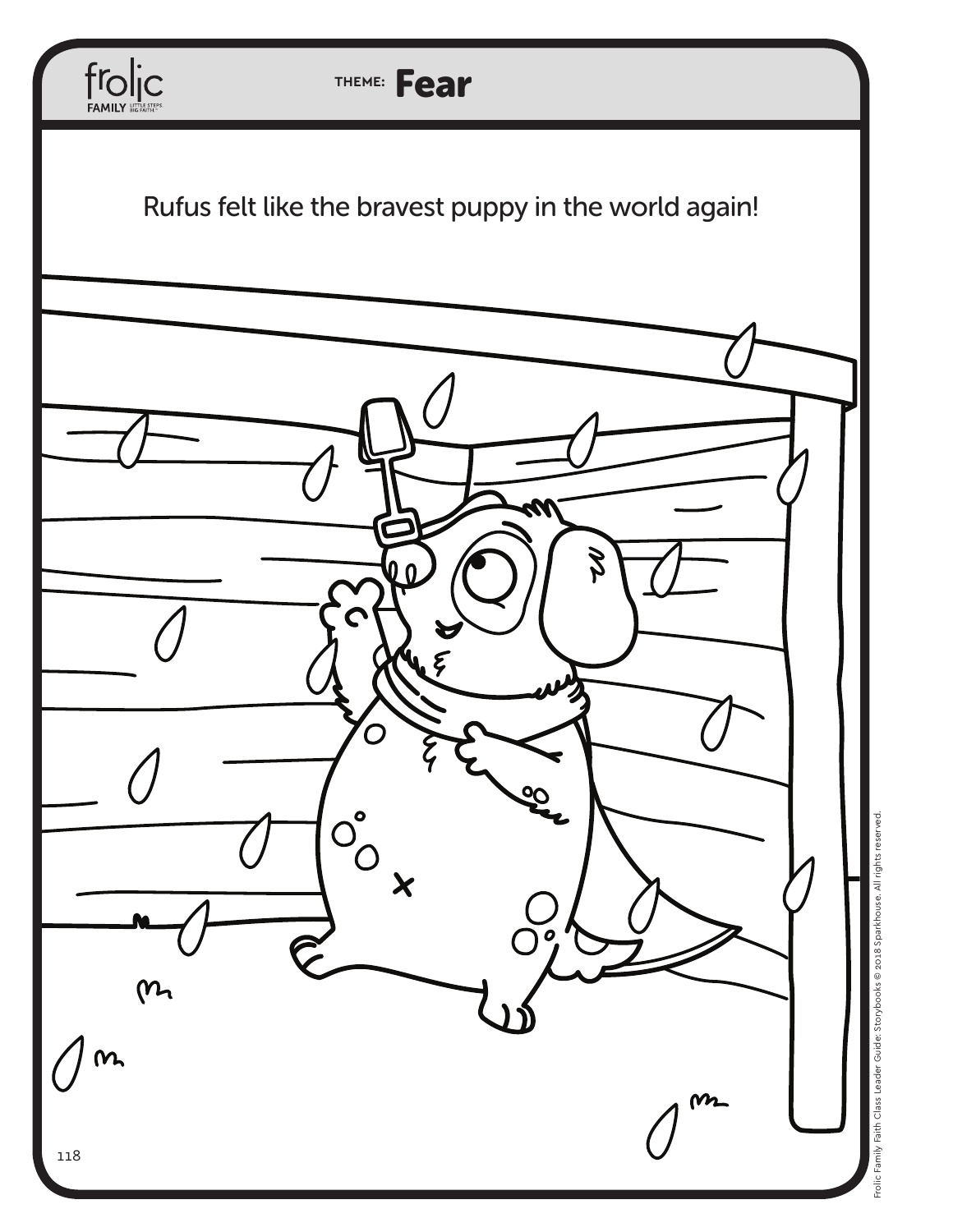THEME: **Fear**

Rufus felt like the bravest puppy in the world again!

Frolic Family Faith Class Leader Guide: Storybooks © 2018 Sparkhouse. All rights reserved.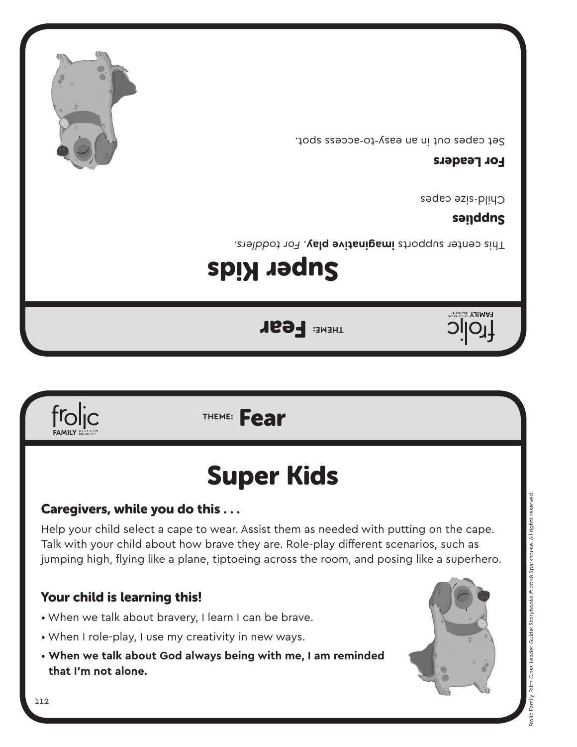THEME: **Fear**

# Super Kids

This center supports **imaginative play**. *For toddlers.*

## Supplies

Child-size capes

## For Leaders

Set capes out in an easy-to-access spot.

---

THEME: **Fear**

# Super Kids

## Caregivers, while you do this . . .

Help your child select a cape to wear. Assist them as needed with putting on the cape. Talk with your child about how brave they are. Role-play different scenarios, such as jumping high, flying like a plane, tiptoeing across the room, and posing like a superhero.

## Your child is learning this!

- When we talk about bravery, I learn I can be brave.
- When I role-play, I use my creativity in new ways.
- **When we talk about God always being with me, I am reminded that I'm not alone.**

Frolic Family Faith Class Leader Guide: Storybooks © 2018 Sparkhouse. All rights reserved.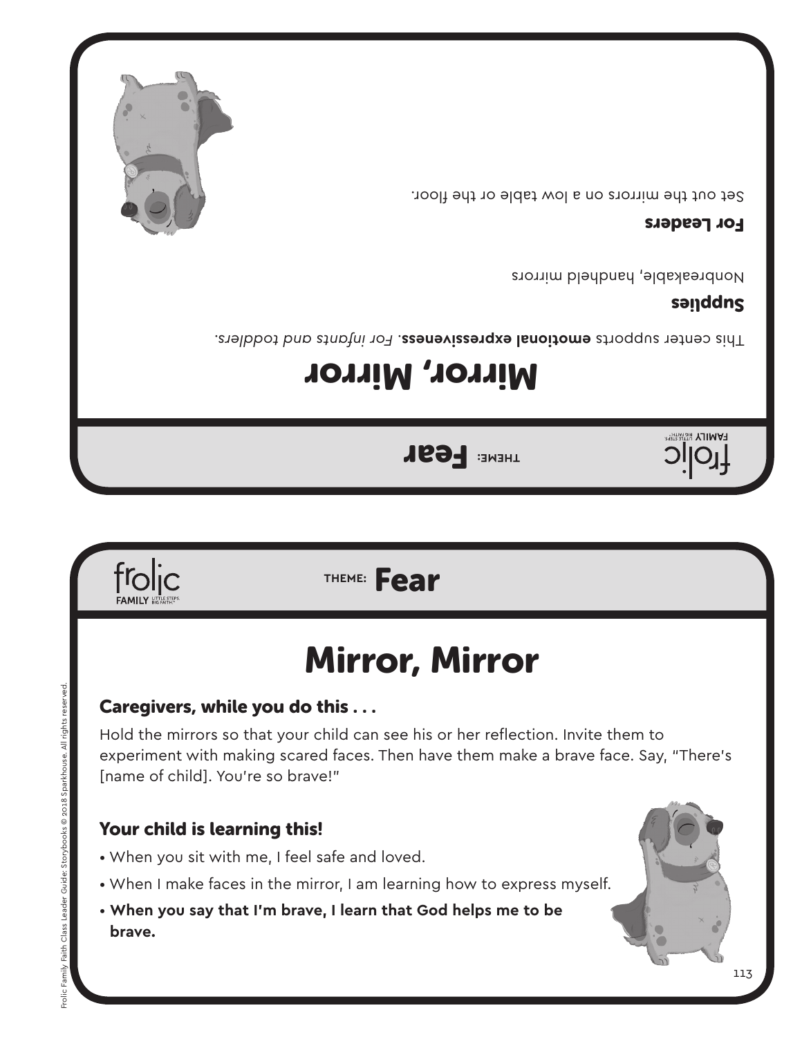THEME: Fear

# Mirror, Mirror

This center supports **emotional expressiveness**. *For infants and toddlers.*

## Supplies

Nonbreakable, handheld mirrors

## For Leaders

Set out the mirrors on a low table or the floor.

---

THEME: Fear

# Mirror, Mirror

## Caregivers, while you do this . . .

Hold the mirrors so that your child can see his or her reflection. Invite them to experiment with making scared faces. Then have them make a brave face. Say, "There's [name of child]. You're so brave!"

## Your child is learning this!

- When you sit with me, I feel safe and loved.
- When I make faces in the mirror, I am learning how to express myself.
- **When you say that I'm brave, I learn that God helps me to be brave.**

Frolic Family Faith Class Leader Guide: Storybooks © 2018 Sparkhouse. All rights reserved.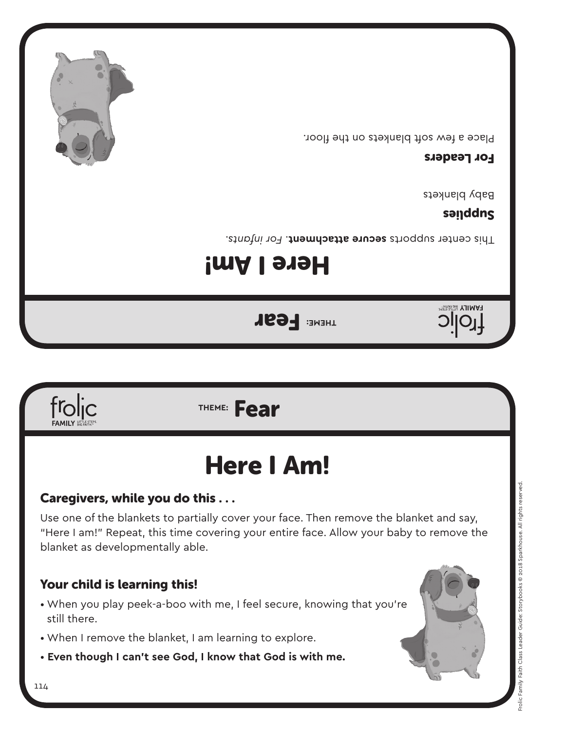THEME: **Fear**

# Here I Am!

This center supports **secure attachment**. *For infants.*

### Supplies

Baby blankets

### For Leaders

Place a few soft blankets on the floor.

THEME: **Fear**

# Here I Am!

### Caregivers, while you do this . . .

Use one of the blankets to partially cover your face. Then remove the blanket and say, "Here I am!" Repeat, this time covering your entire face. Allow your baby to remove the blanket as developmentally able.

### Your child is learning this!

- When you play peek-a-boo with me, I feel secure, knowing that you're still there.
- When I remove the blanket, I am learning to explore.
- **Even though I can't see God, I know that God is with me.**

Frolic Family Faith Class Leader Guide: Storybooks © 2018 Sparkhouse. All rights reserved.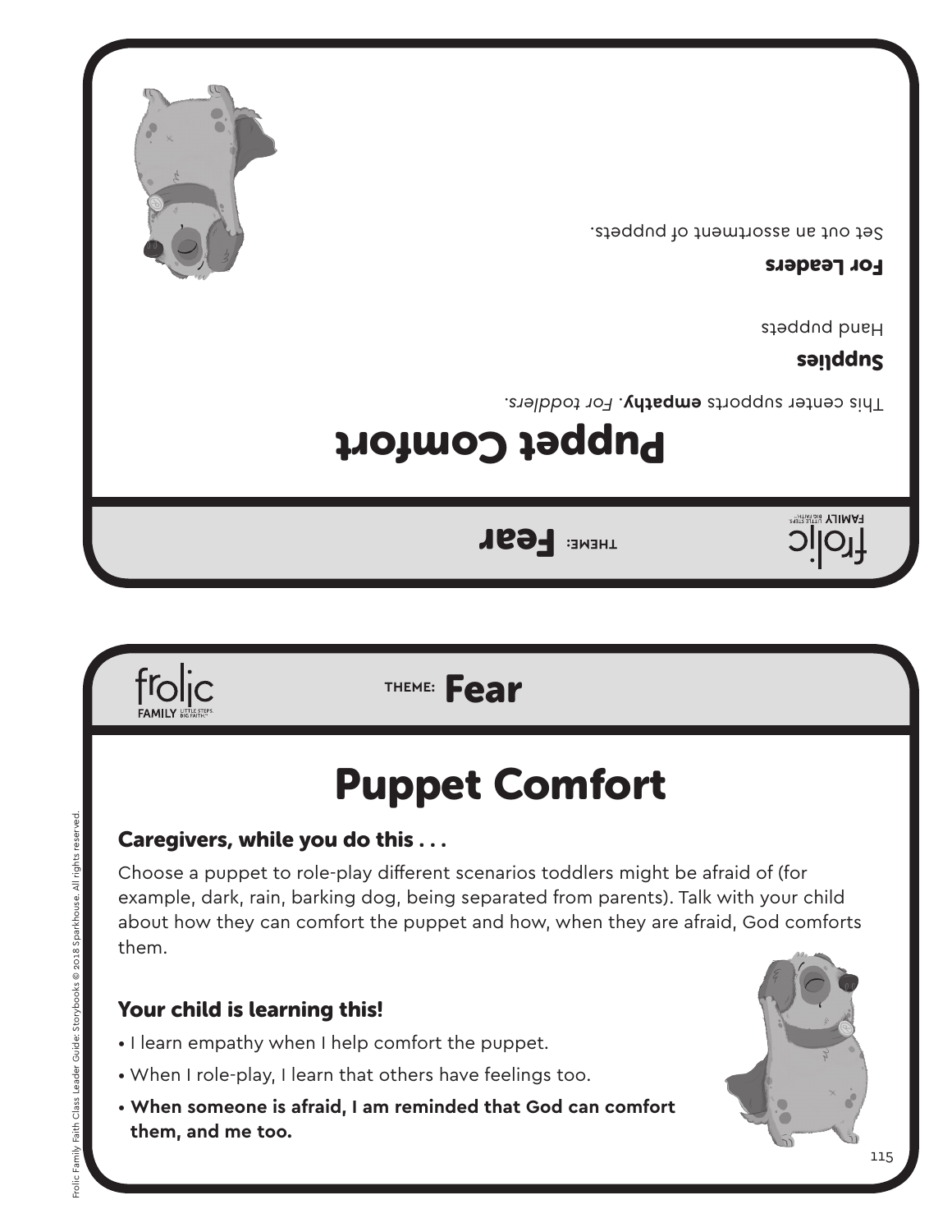THEME: Fear

# Puppet Comfort

This center supports **empathy**. *For toddlers.*

**Supplies**

Hand puppets

**For Leaders**

Set out an assortment of puppets.

THEME: Fear

# Puppet Comfort

### Caregivers, while you do this . . .

Choose a puppet to role-play different scenarios toddlers might be afraid of (for example, dark, rain, barking dog, being separated from parents). Talk with your child about how they can comfort the puppet and how, when they are afraid, God comforts them.

### Your child is learning this!

- I learn empathy when I help comfort the puppet.
- When I role-play, I learn that others have feelings too.
- **When someone is afraid, I am reminded that God can comfort them, and me too.**

Frolic Family Faith Class Leader Guide: Storybooks © 2018 Sparkhouse. All rights reserved.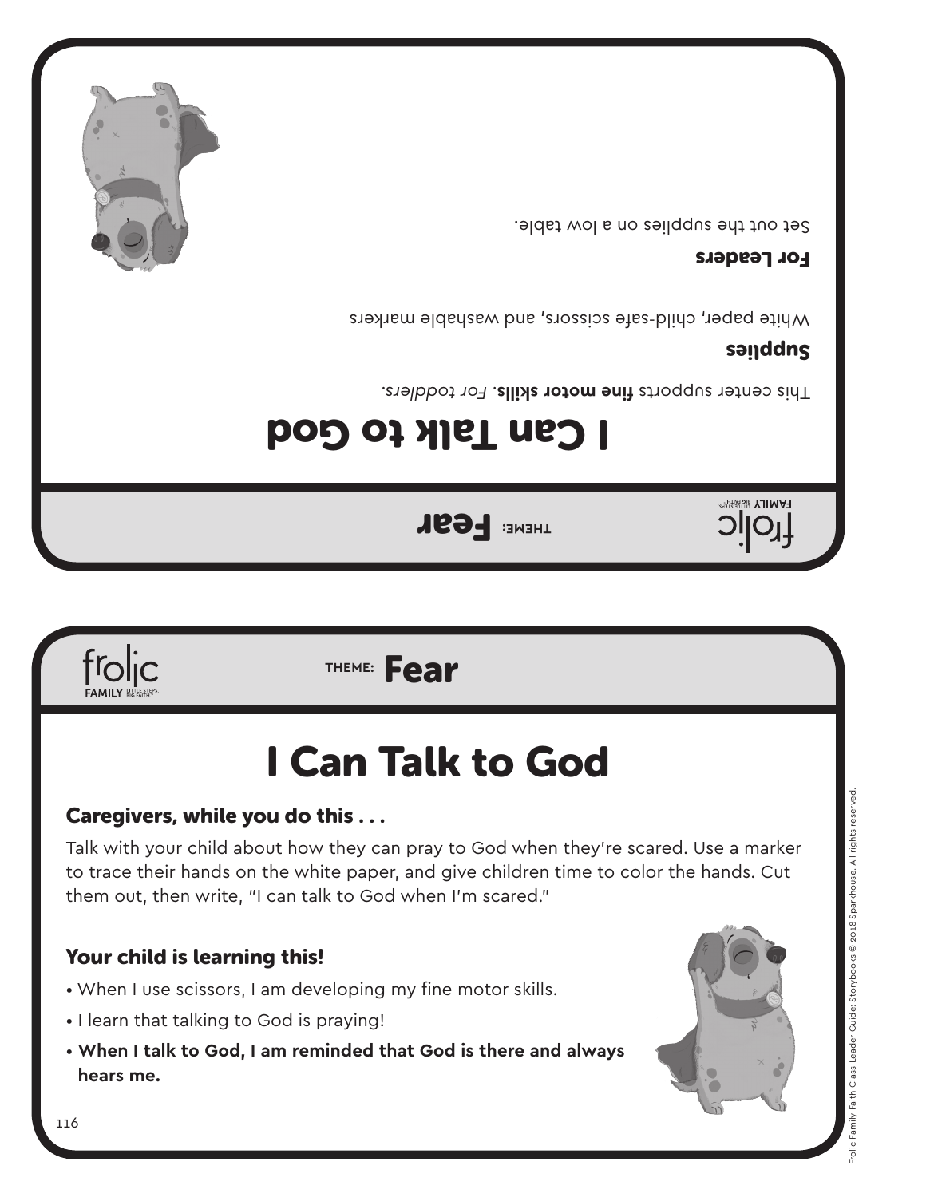frolic FAMILY LITTLE STEPS. BIG FAITH.

THEME: **Fear**

# I Can Talk to God

This center supports **fine motor skills**. *For toddlers.*

## Supplies

White paper, child-safe scissors, and washable markers

## For Leaders

Set out the supplies on a low table.

---

frolic FAMILY LITTLE STEPS. BIG FAITH.

THEME: **Fear**

# I Can Talk to God

## Caregivers, while you do this . . .

Talk with your child about how they can pray to God when they're scared. Use a marker to trace their hands on the white paper, and give children time to color the hands. Cut them out, then write, "I can talk to God when I'm scared."

## Your child is learning this!

- When I use scissors, I am developing my fine motor skills.
- I learn that talking to God is praying!
- **When I talk to God, I am reminded that God is there and always hears me.**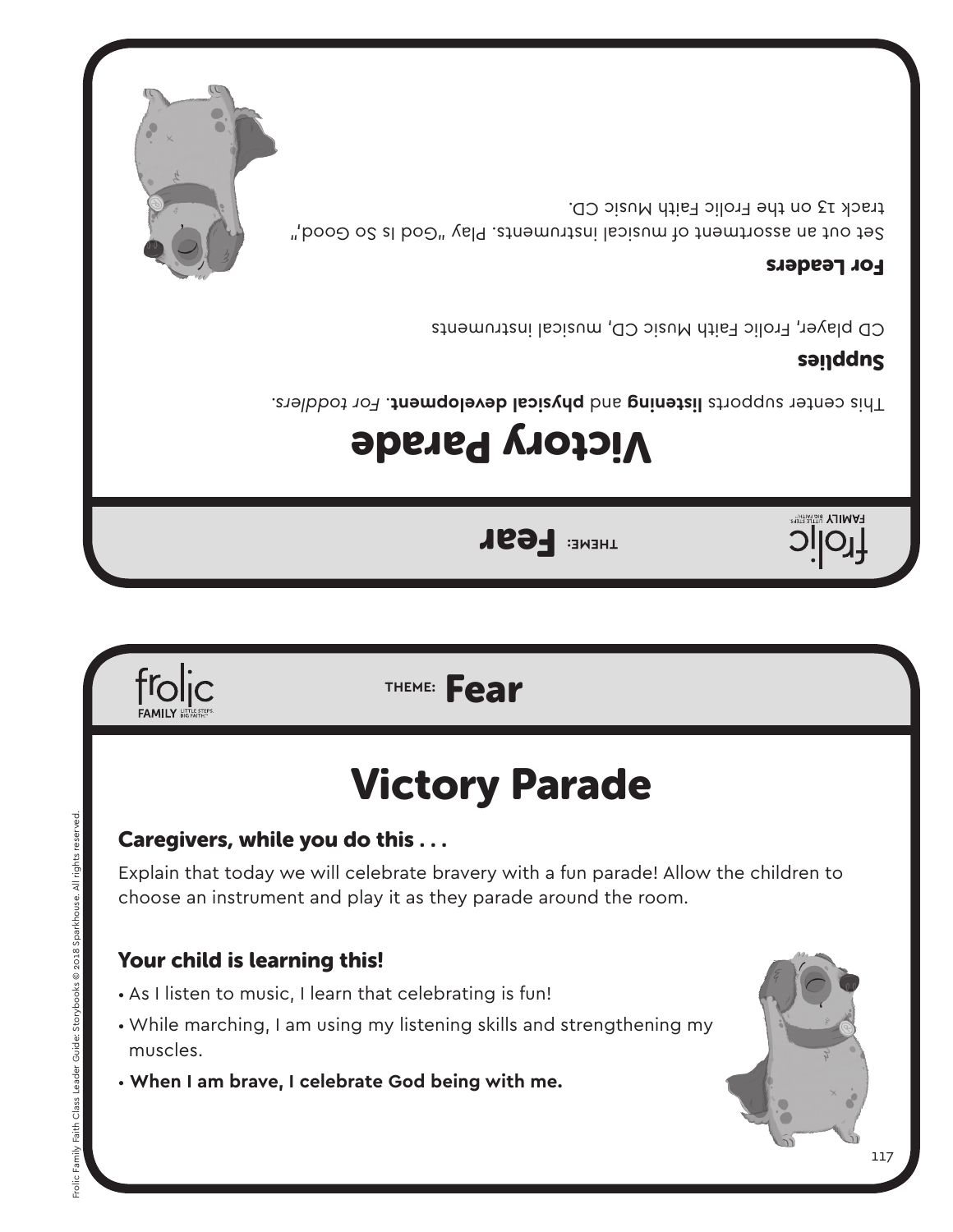THEME: Fear

# Victory Parade

This center supports **listening** and **physical development**. *For toddlers.*

## Supplies

CD player, Frolic Faith Music CD, musical instruments

## For Leaders

Set out an assortment of musical instruments. Play "God Is So Good," track 13 on the Frolic Faith Music CD.

THEME: Fear

# Victory Parade

## Caregivers, while you do this . . .

Explain that today we will celebrate bravery with a fun parade! Allow the children to choose an instrument and play it as they parade around the room.

## Your child is learning this!

- As I listen to music, I learn that celebrating is fun!
- While marching, I am using my listening skills and strengthening my muscles.
- **When I am brave, I celebrate God being with me.**